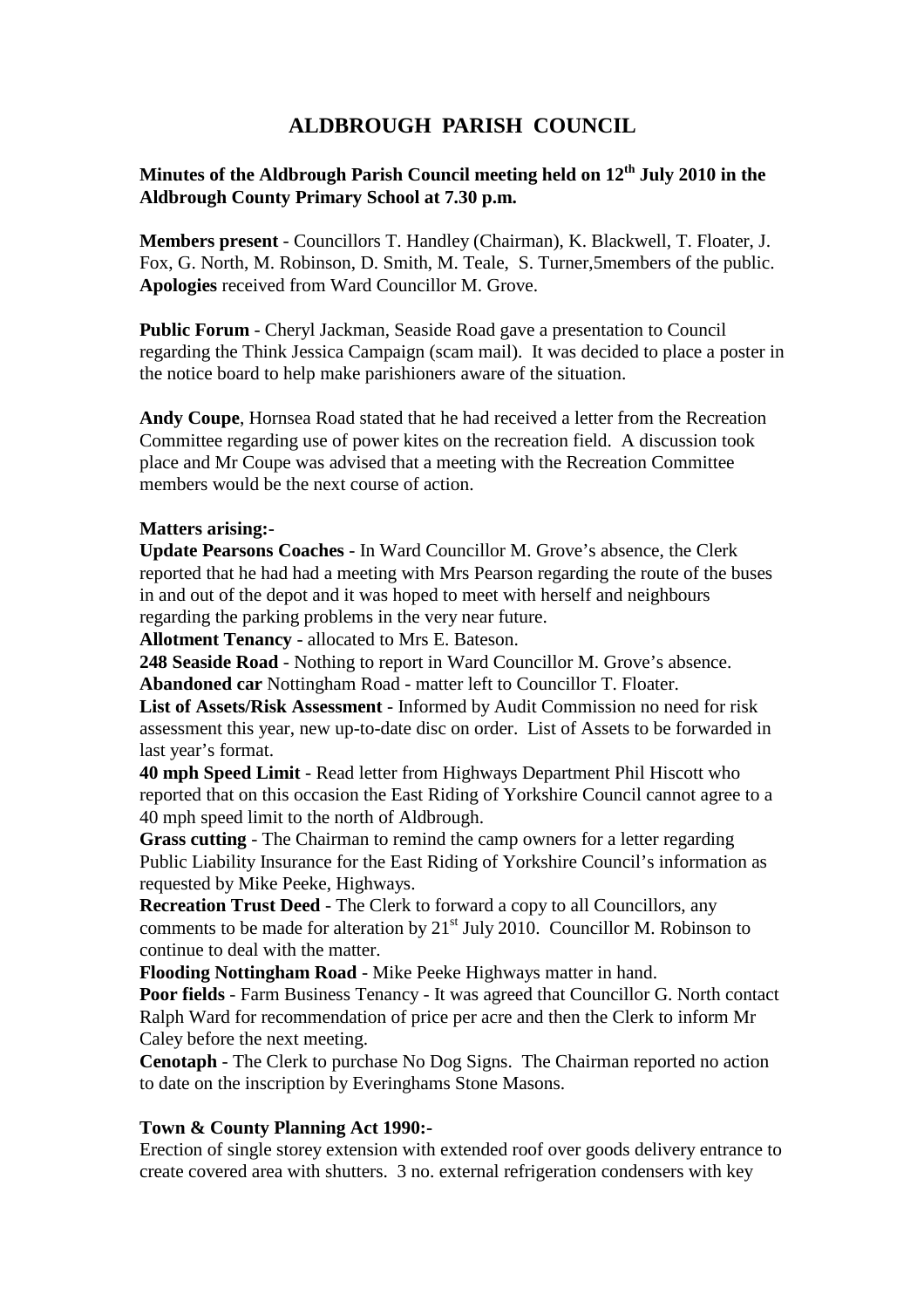# ALDBROUGH PARISH COUNCIL

**Minutes of the Aldbrough Parish Council meeting held on 12th July 2010 in the Aldbrough County Primary School at 7.30 p.m.**

**Members present** - Councillors T. Handley (Chairman), K. Blackwell, T. Floater, J. Fox, G. North, M. Robinson, D. Smith, M. Teale, S. Turner,5members of the public.
**Apologies** received from Ward Councillor M. Grove.

**Public Forum** - Cheryl Jackman, Seaside Road gave a presentation to Council regarding the Think Jessica Campaign (scam mail). It was decided to place a poster in the notice board to help make parishioners aware of the situation.

**Andy Coupe**, Hornsea Road stated that he had received a letter from the Recreation Committee regarding use of power kites on the recreation field. A discussion took place and Mr Coupe was advised that a meeting with the Recreation Committee members would be the next course of action.

**Matters arising:-**
**Update Pearsons Coaches** - In Ward Councillor M. Grove's absence, the Clerk reported that he had had a meeting with Mrs Pearson regarding the route of the buses in and out of the depot and it was hoped to meet with herself and neighbours regarding the parking problems in the very near future.
**Allotment Tenancy** - allocated to Mrs E. Bateson.
**248 Seaside Road** - Nothing to report in Ward Councillor M. Grove's absence.
**Abandoned car** Nottingham Road - matter left to Councillor T. Floater.
**List of Assets/Risk Assessment** - Informed by Audit Commission no need for risk assessment this year, new up-to-date disc on order. List of Assets to be forwarded in last year's format.
**40 mph Speed Limit** - Read letter from Highways Department Phil Hiscott who reported that on this occasion the East Riding of Yorkshire Council cannot agree to a 40 mph speed limit to the north of Aldbrough.
**Grass cutting** - The Chairman to remind the camp owners for a letter regarding Public Liability Insurance for the East Riding of Yorkshire Council's information as requested by Mike Peeke, Highways.
**Recreation Trust Deed** - The Clerk to forward a copy to all Councillors, any comments to be made for alteration by 21st July 2010. Councillor M. Robinson to continue to deal with the matter.
**Flooding Nottingham Road** - Mike Peeke Highways matter in hand.
**Poor fields** - Farm Business Tenancy - It was agreed that Councillor G. North contact Ralph Ward for recommendation of price per acre and then the Clerk to inform Mr Caley before the next meeting.
**Cenotaph** - The Clerk to purchase No Dog Signs. The Chairman reported no action to date on the inscription by Everinghams Stone Masons.

**Town & County Planning Act 1990:-**
Erection of single storey extension with extended roof over goods delivery entrance to create covered area with shutters. 3 no. external refrigeration condensers with key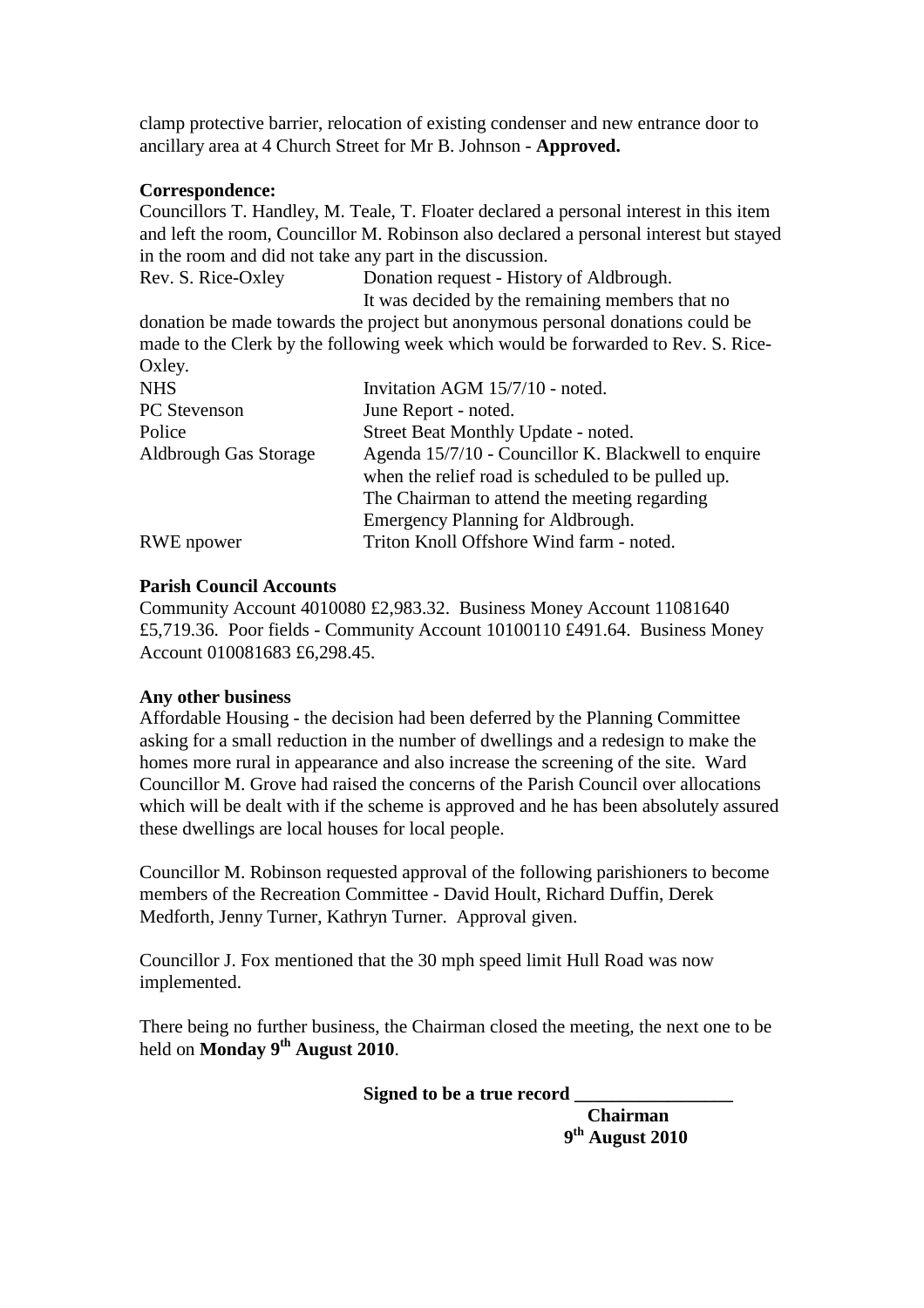clamp protective barrier, relocation of existing condenser and new entrance door to ancillary area at 4 Church Street for Mr B. Johnson - **Approved.**

**Correspondence:**

Councillors T. Handley, M. Teale, T. Floater declared a personal interest in this item and left the room, Councillor M. Robinson also declared a personal interest but stayed in the room and did not take any part in the discussion.

Rev. S. Rice-Oxley — Donation request - History of Aldbrough. It was decided by the remaining members that no donation be made towards the project but anonymous personal donations could be made to the Clerk by the following week which would be forwarded to Rev. S. Rice-Oxley.

| | |
|---|---|
| NHS | Invitation AGM 15/7/10 - noted. |
| PC Stevenson | June Report - noted. |
| Police | Street Beat Monthly Update - noted. |
| Aldbrough Gas Storage | Agenda 15/7/10 - Councillor K. Blackwell to enquire when the relief road is scheduled to be pulled up. The Chairman to attend the meeting regarding Emergency Planning for Aldbrough. |
| RWE npower | Triton Knoll Offshore Wind farm - noted. |

**Parish Council Accounts**

Community Account 4010080 £2,983.32. Business Money Account 11081640 £5,719.36. Poor fields - Community Account 10100110 £491.64. Business Money Account 010081683 £6,298.45.

**Any other business**

Affordable Housing - the decision had been deferred by the Planning Committee asking for a small reduction in the number of dwellings and a redesign to make the homes more rural in appearance and also increase the screening of the site. Ward Councillor M. Grove had raised the concerns of the Parish Council over allocations which will be dealt with if the scheme is approved and he has been absolutely assured these dwellings are local houses for local people.

Councillor M. Robinson requested approval of the following parishioners to become members of the Recreation Committee - David Hoult, Richard Duffin, Derek Medforth, Jenny Turner, Kathryn Turner. Approval given.

Councillor J. Fox mentioned that the 30 mph speed limit Hull Road was now implemented.

There being no further business, the Chairman closed the meeting, the next one to be held on **Monday 9th August 2010**.

**Signed to be a true record \_\_\_\_\_\_\_\_\_\_\_\_\_\_\_\_\_**

**Chairman**

**9th August 2010**